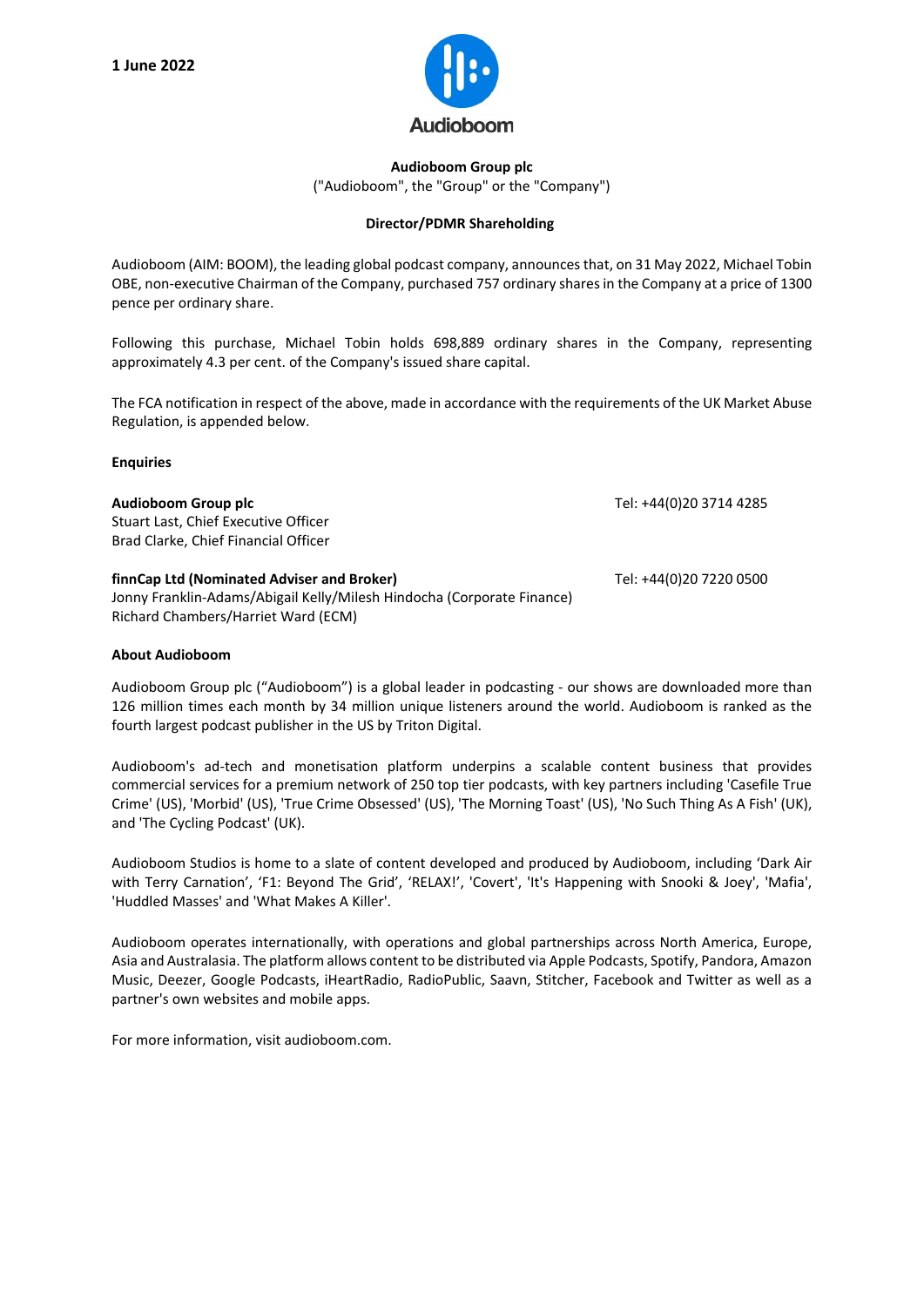**1 June 2022**

Audioboom

**Audioboom Group plc**

("Audioboom", the "Group" or the "Company")

**Director/PDMR Shareholding**

Audioboom (AIM: BOOM), the leading global podcast company, announces that, on 31 May 2022, Michael Tobin OBE, non-executive Chairman of the Company, purchased 757 ordinary shares in the Company at a price of 1300 pence per ordinary share.

Following this purchase, Michael Tobin holds 698,889 ordinary shares in the Company, representing approximately 4.3 per cent. of the Company's issued share capital.

The FCA notification in respect of the above, made in accordance with the requirements of the UK Market Abuse Regulation, is appended below.

**Enquiries**

**Audioboom Group plc** Tel: +44(0)20 3714 4285
Stuart Last, Chief Executive Officer
Brad Clarke, Chief Financial Officer

**finnCap Ltd (Nominated Adviser and Broker)** Tel: +44(0)20 7220 0500
Jonny Franklin-Adams/Abigail Kelly/Milesh Hindocha (Corporate Finance)
Richard Chambers/Harriet Ward (ECM)

**About Audioboom**

Audioboom Group plc ("Audioboom") is a global leader in podcasting - our shows are downloaded more than 126 million times each month by 34 million unique listeners around the world. Audioboom is ranked as the fourth largest podcast publisher in the US by Triton Digital.

Audioboom's ad-tech and monetisation platform underpins a scalable content business that provides commercial services for a premium network of 250 top tier podcasts, with key partners including 'Casefile True Crime' (US), 'Morbid' (US), 'True Crime Obsessed' (US), 'The Morning Toast' (US), 'No Such Thing As A Fish' (UK), and 'The Cycling Podcast' (UK).

Audioboom Studios is home to a slate of content developed and produced by Audioboom, including 'Dark Air with Terry Carnation', 'F1: Beyond The Grid', 'RELAX!', 'Covert', 'It's Happening with Snooki & Joey', 'Mafia', 'Huddled Masses' and 'What Makes A Killer'.

Audioboom operates internationally, with operations and global partnerships across North America, Europe, Asia and Australasia. The platform allows content to be distributed via Apple Podcasts, Spotify, Pandora, Amazon Music, Deezer, Google Podcasts, iHeartRadio, RadioPublic, Saavn, Stitcher, Facebook and Twitter as well as a partner's own websites and mobile apps.

For more information, visit audioboom.com.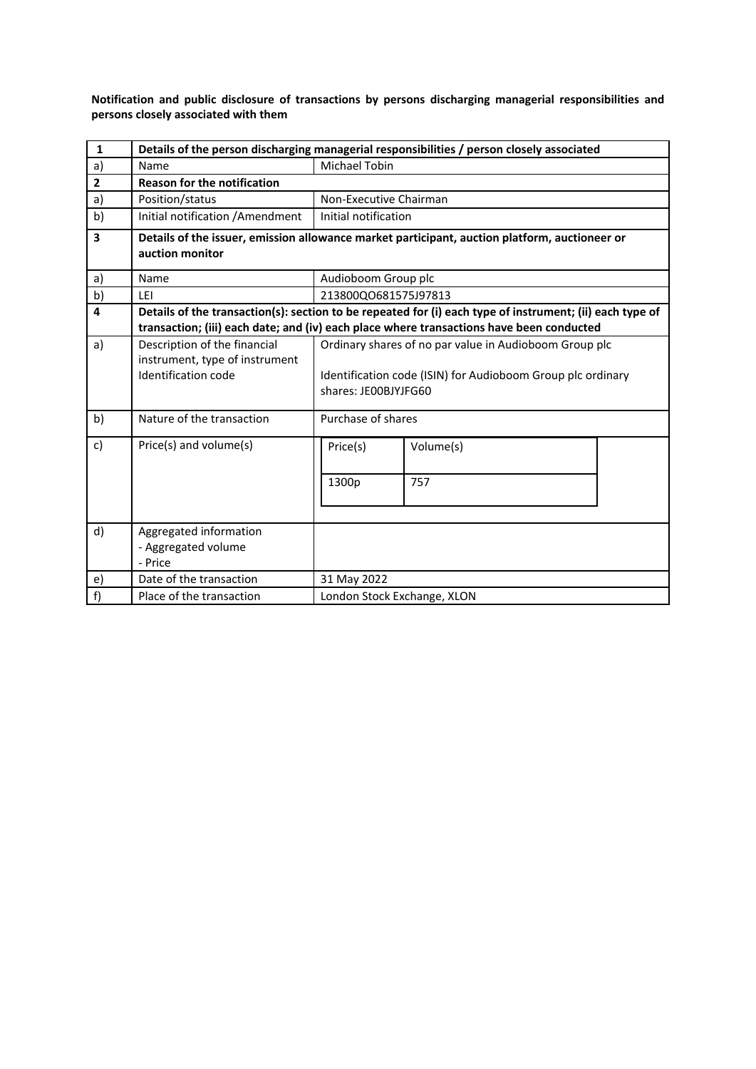**Notification and public disclosure of transactions by persons discharging managerial responsibilities and persons closely associated with them**

| | | |
|---|---|---|
| **1** | **Details of the person discharging managerial responsibilities / person closely associated** | |
| a) | Name | Michael Tobin |
| **2** | **Reason for the notification** | |
| a) | Position/status | Non-Executive Chairman |
| b) | Initial notification /Amendment | Initial notification |
| **3** | **Details of the issuer, emission allowance market participant, auction platform, auctioneer or auction monitor** | |
| a) | Name | Audioboom Group plc |
| b) | LEI | 213800QO681575J97813 |
| **4** | **Details of the transaction(s): section to be repeated for (i) each type of instrument; (ii) each type of transaction; (iii) each date; and (iv) each place where transactions have been conducted** | |
| a) | Description of the financial instrument, type of instrument Identification code | Ordinary shares of no par value in Audioboom Group plc<br><br>Identification code (ISIN) for Audioboom Group plc ordinary shares: JE00BJYJFG60 |
| b) | Nature of the transaction | Purchase of shares |
| c) | Price(s) and volume(s) | Price(s): 1300p<br>Volume(s): 757 |
| d) | Aggregated information<br>- Aggregated volume<br>- Price | |
| e) | Date of the transaction | 31 May 2022 |
| f) | Place of the transaction | London Stock Exchange, XLON |